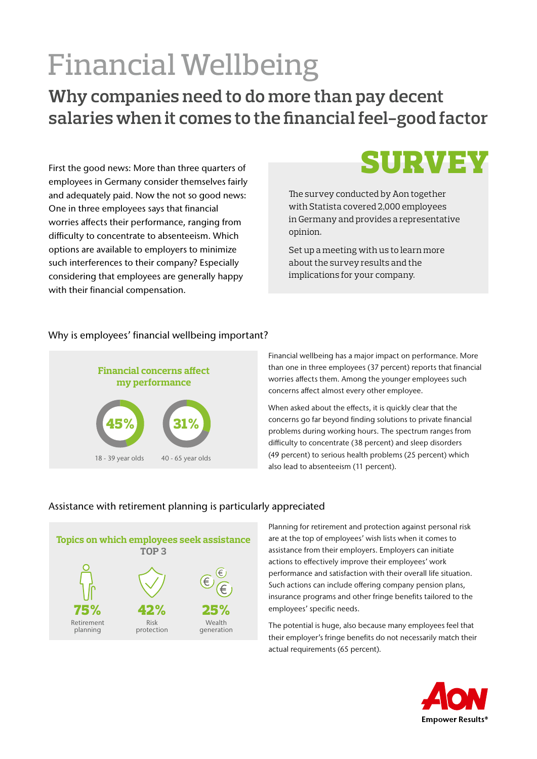# Financial Wellbeing

## Why companies need to do more than pay decent salaries when it comes to the financial feel-good factor

First the good news: More than three quarters of employees in Germany consider themselves fairly and adequately paid. Now the not so good news: One in three employees says that financial worries affects their performance, ranging from difficulty to concentrate to absenteeism. Which options are available to employers to minimize such interferences to their company? Especially considering that employees are generally happy with their financial compensation.

**SURVEY**

The survey conducted by Aon together with Statista covered 2,000 employees in Germany and provides a representative opinion.

Set up a meeting with us to learn more about the survey results and the implications for your company.

### Why is employees' financial wellbeing important?

**Financial concerns affect my performance**

- 45% — 18 - 39 year olds
- 31% — 40 - 65 year olds

Financial wellbeing has a major impact on performance. More than one in three employees (37 percent) reports that financial worries affects them. Among the younger employees such concerns affect almost every other employee.

When asked about the effects, it is quickly clear that the concerns go far beyond finding solutions to private financial problems during working hours. The spectrum ranges from difficulty to concentrate (38 percent) and sleep disorders (49 percent) to serious health problems (25 percent) which also lead to absenteeism (11 percent).

### Assistance with retirement planning is particularly appreciated

**Topics on which employees seek assistance**
**TOP 3**

- 75% — Retirement planning
- 42% — Risk protection
- 25% — Wealth generation

Planning for retirement and protection against personal risk are at the top of employees' wish lists when it comes to assistance from their employers. Employers can initiate actions to effectively improve their employees' work performance and satisfaction with their overall life situation. Such actions can include offering company pension plans, insurance programs and other fringe benefits tailored to the employees' specific needs.

The potential is huge, also because many employees feel that their employer's fringe benefits do not necessarily match their actual requirements (65 percent).

AON
Empower Results®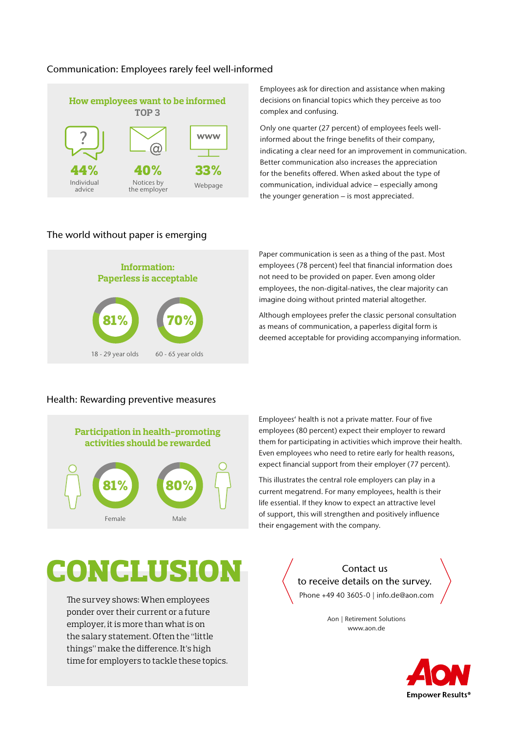## Communication: Employees rarely feel well-informed

**How employees want to be informed**
TOP 3

44%
Individual advice

40%
Notices by the employer

33%
Webpage

Employees ask for direction and assistance when making decisions on financial topics which they perceive as too complex and confusing.

Only one quarter (27 percent) of employees feels well-informed about the fringe benefits of their company, indicating a clear need for an improvement in communication. Better communication also increases the appreciation for the benefits offered. When asked about the type of communication, individual advice – especially among the younger generation – is most appreciated.

## The world without paper is emerging

**Information: Paperless is acceptable**

81%
18 - 29 year olds

70%
60 - 65 year olds

Paper communication is seen as a thing of the past. Most employees (78 percent) feel that financial information does not need to be provided on paper. Even among older employees, the non-digital-natives, the clear majority can imagine doing without printed material altogether.

Although employees prefer the classic personal consultation as means of communication, a paperless digital form is deemed acceptable for providing accompanying information.

## Health: Rewarding preventive measures

**Participation in health-promoting activities should be rewarded**

81%
Female

80%
Male

Employees' health is not a private matter. Four of five employees (80 percent) expect their employer to reward them for participating in activities which improve their health. Even employees who need to retire early for health reasons, expect financial support from their employer (77 percent).

This illustrates the central role employers can play in a current megatrend. For many employees, health is their life essential. If they know to expect an attractive level of support, this will strengthen and positively influence their engagement with the company.

# CONCLUSION

The survey shows: When employees ponder over their current or a future employer, it is more than what is on the salary statement. Often the "little things" make the difference. It's high time for employers to tackle these topics.

Contact us
to receive details on the survey.
Phone +49 40 3605-0 | info.de@aon.com

Aon | Retirement Solutions
www.aon.de

AON
Empower Results®